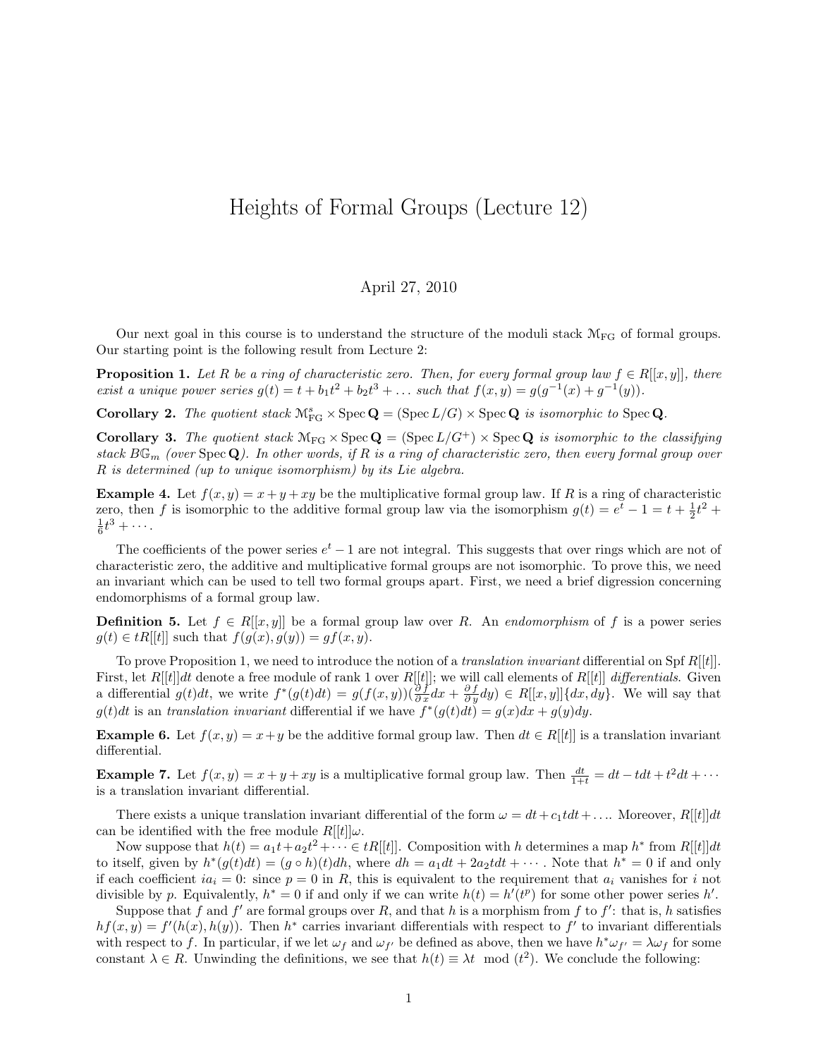# Heights of Formal Groups (Lecture 12)

April 27, 2010

Our next goal in this course is to understand the structure of the moduli stack $\mathcal{M}_{\rm FG}$ of formal groups. Our starting point is the following result from Lecture 2:

**Proposition 1.** *Let $R$ be a ring of characteristic zero. Then, for every formal group law $f \in R[[x, y]]$, there exist a unique power series $g(t) = t + b_1 t^2 + b_2 t^3 + \dots$ such that $f(x, y) = g(g^{-1}(x) + g^{-1}(y))$.*

**Corollary 2.** *The quotient stack $\mathcal{M}^s_{\rm FG} \times \operatorname{Spec} \mathbf{Q} = (\operatorname{Spec} L/G) \times \operatorname{Spec} \mathbf{Q}$ is isomorphic to $\operatorname{Spec} \mathbf{Q}$.*

**Corollary 3.** *The quotient stack $\mathcal{M}_{\rm FG} \times \operatorname{Spec} \mathbf{Q} = (\operatorname{Spec} L/G^+) \times \operatorname{Spec} \mathbf{Q}$ is isomorphic to the classifying stack $B\mathbb{G}_m$ (over $\operatorname{Spec} \mathbf{Q}$). In other words, if $R$ is a ring of characteristic zero, then every formal group over $R$ is determined (up to unique isomorphism) by its Lie algebra.*

**Example 4.** Let $f(x, y) = x + y + xy$ be the multiplicative formal group law. If $R$ is a ring of characteristic zero, then $f$ is isomorphic to the additive formal group law via the isomorphism $g(t) = e^t - 1 = t + \frac{1}{2}t^2 + \frac{1}{6}t^3 + \cdots$.

The coefficients of the power series $e^t - 1$ are not integral. This suggests that over rings which are not of characteristic zero, the additive and multiplicative formal groups are not isomorphic. To prove this, we need an invariant which can be used to tell two formal groups apart. First, we need a brief digression concerning endomorphisms of a formal group law.

**Definition 5.** Let $f \in R[[x, y]]$ be a formal group law over $R$. An *endomorphism* of $f$ is a power series $g(t) \in tR[[t]]$ such that $f(g(x), g(y)) = gf(x, y)$.

To prove Proposition 1, we need to introduce the notion of a *translation invariant* differential on $\operatorname{Spf} R[[t]]$. First, let $R[[t]]dt$ denote a free module of rank 1 over $R[[t]]$; we will call elements of $R[[t]]$ *differentials*. Given a differential $g(t)dt$, we write $f^*(g(t)dt) = g(f(x, y))(\frac{\partial f}{\partial x}dx + \frac{\partial f}{\partial y}dy) \in R[[x, y]]\{dx, dy\}$. We will say that $g(t)dt$ is an *translation invariant* differential if we have $f^*(g(t)dt) = g(x)dx + g(y)dy$.

**Example 6.** Let $f(x, y) = x + y$ be the additive formal group law. Then $dt \in R[[t]]$ is a translation invariant differential.

**Example 7.** Let $f(x, y) = x + y + xy$ is a multiplicative formal group law. Then $\frac{dt}{1+t} = dt - tdt + t^2 dt + \cdots$ is a translation invariant differential.

There exists a unique translation invariant differential of the form $\omega = dt + c_1 t dt + \dots$. Moreover, $R[[t]]dt$ can be identified with the free module $R[[t]]\omega$.

Now suppose that $h(t) = a_1 t + a_2 t^2 + \cdots \in tR[[t]]$. Composition with $h$ determines a map $h^*$ from $R[[t]]dt$ to itself, given by $h^*(g(t)dt) = (g \circ h)(t)dh$, where $dh = a_1 dt + 2a_2 t dt + \cdots$. Note that $h^* = 0$ if and only if each coefficient $ia_i = 0$: since $p = 0$ in $R$, this is equivalent to the requirement that $a_i$ vanishes for $i$ not divisible by $p$. Equivalently, $h^* = 0$ if and only if we can write $h(t) = h'(t^p)$ for some other power series $h'$.

Suppose that $f$ and $f'$ are formal groups over $R$, and that $h$ is a morphism from $f$ to $f'$: that is, $h$ satisfies $hf(x, y) = f'(h(x), h(y))$. Then $h^*$ carries invariant differentials with respect to $f'$ to invariant differentials with respect to $f$. In particular, if we let $\omega_f$ and $\omega_{f'}$ be defined as above, then we have $h^*\omega_{f'} = \lambda\omega_f$ for some constant $\lambda \in R$. Unwinding the definitions, we see that $h(t) \equiv \lambda t \mod (t^2)$. We conclude the following: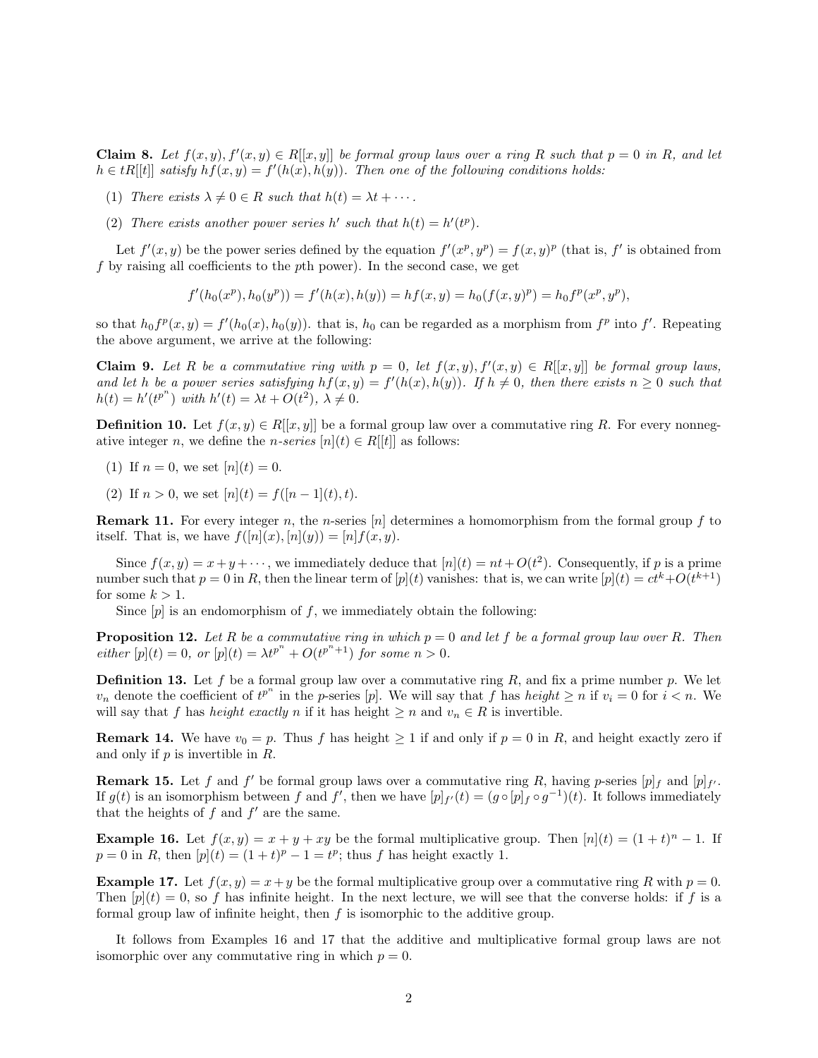**Claim 8.** *Let $f(x,y), f'(x,y) \in R[[x,y]]$ be formal group laws over a ring $R$ such that $p = 0$ in $R$, and let $h \in tR[[t]]$ satisfy $hf(x,y) = f'(h(x), h(y))$. Then one of the following conditions holds:*

(1) *There exists $\lambda \neq 0 \in R$ such that $h(t) = \lambda t + \cdots$.*

(2) *There exists another power series $h'$ such that $h(t) = h'(t^p)$.*

Let $f'(x,y)$ be the power series defined by the equation $f'(x^p, y^p) = f(x,y)^p$ (that is, $f'$ is obtained from $f$ by raising all coefficients to the $p$th power). In the second case, we get

$$f'(h_0(x^p), h_0(y^p)) = f'(h(x), h(y)) = hf(x,y) = h_0(f(x,y)^p) = h_0 f^p(x^p, y^p),$$

so that $h_0 f^p(x,y) = f'(h_0(x), h_0(y))$. that is, $h_0$ can be regarded as a morphism from $f^p$ into $f'$. Repeating the above argument, we arrive at the following:

**Claim 9.** *Let $R$ be a commutative ring with $p = 0$, let $f(x,y), f'(x,y) \in R[[x,y]]$ be formal group laws, and let $h$ be a power series satisfying $hf(x,y) = f'(h(x), h(y))$. If $h \neq 0$, then there exists $n \geq 0$ such that $h(t) = h'(t^{p^n})$ with $h'(t) = \lambda t + O(t^2)$, $\lambda \neq 0$.*

**Definition 10.** Let $f(x,y) \in R[[x,y]]$ be a formal group law over a commutative ring $R$. For every nonnegative integer $n$, we define the *$n$-series* $[n](t) \in R[[t]]$ as follows:

(1) If $n = 0$, we set $[n](t) = 0$.

(2) If $n > 0$, we set $[n](t) = f([n-1](t), t)$.

**Remark 11.** For every integer $n$, the $n$-series $[n]$ determines a homomorphism from the formal group $f$ to itself. That is, we have $f([n](x), [n](y)) = [n]f(x,y)$.

Since $f(x,y) = x + y + \cdots$, we immediately deduce that $[n](t) = nt + O(t^2)$. Consequently, if $p$ is a prime number such that $p = 0$ in $R$, then the linear term of $[p](t)$ vanishes: that is, we can write $[p](t) = ct^k + O(t^{k+1})$ for some $k > 1$.

Since $[p]$ is an endomorphism of $f$, we immediately obtain the following:

**Proposition 12.** *Let $R$ be a commutative ring in which $p = 0$ and let $f$ be a formal group law over $R$. Then either $[p](t) = 0$, or $[p](t) = \lambda t^{p^n} + O(t^{p^n+1})$ for some $n > 0$.*

**Definition 13.** Let $f$ be a formal group law over a commutative ring $R$, and fix a prime number $p$. We let $v_n$ denote the coefficient of $t^{p^n}$ in the $p$-series $[p]$. We will say that $f$ has *height $\geq n$* if $v_i = 0$ for $i < n$. We will say that $f$ has *height exactly $n$* if it has height $\geq n$ and $v_n \in R$ is invertible.

**Remark 14.** We have $v_0 = p$. Thus $f$ has height $\geq 1$ if and only if $p = 0$ in $R$, and height exactly zero if and only if $p$ is invertible in $R$.

**Remark 15.** Let $f$ and $f'$ be formal group laws over a commutative ring $R$, having $p$-series $[p]_f$ and $[p]_{f'}$. If $g(t)$ is an isomorphism between $f$ and $f'$, then we have $[p]_{f'}(t) = (g \circ [p]_f \circ g^{-1})(t)$. It follows immediately that the heights of $f$ and $f'$ are the same.

**Example 16.** Let $f(x,y) = x + y + xy$ be the formal multiplicative group. Then $[n](t) = (1+t)^n - 1$. If $p = 0$ in $R$, then $[p](t) = (1+t)^p - 1 = t^p$; thus $f$ has height exactly 1.

**Example 17.** Let $f(x,y) = x + y$ be the formal multiplicative group over a commutative ring $R$ with $p = 0$. Then $[p](t) = 0$, so $f$ has infinite height. In the next lecture, we will see that the converse holds: if $f$ is a formal group law of infinite height, then $f$ is isomorphic to the additive group.

It follows from Examples 16 and 17 that the additive and multiplicative formal group laws are not isomorphic over any commutative ring in which $p = 0$.